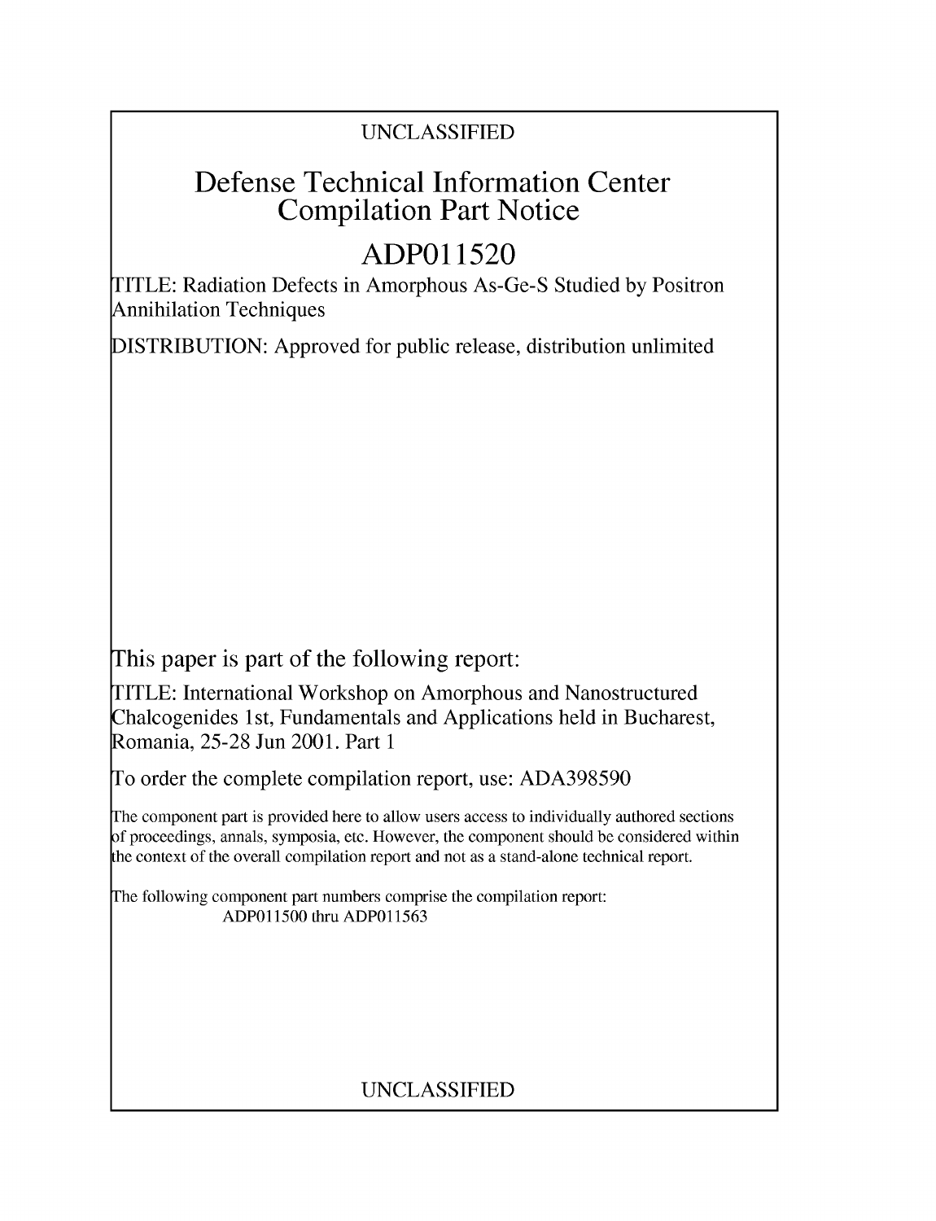UNCLASSIFIED

# Defense Technical Information Center Compilation Part Notice

## ADP011520

TITLE: Radiation Defects in Amorphous As-Ge-S Studied by Positron Annihilation Techniques

DISTRIBUTION: Approved for public release, distribution unlimited

This paper is part of the following report:

TITLE: International Workshop on Amorphous and Nanostructured Chalcogenides 1st, Fundamentals and Applications held in Bucharest, Romania, 25-28 Jun 2001. Part 1

To order the complete compilation report, use: ADA398590

The component part is provided here to allow users access to individually authored sections of proceedings, annals, symposia, etc. However, the component should be considered within the context of the overall compilation report and not as a stand-alone technical report.

The following component part numbers comprise the compilation report:
ADP011500 thru ADP011563

UNCLASSIFIED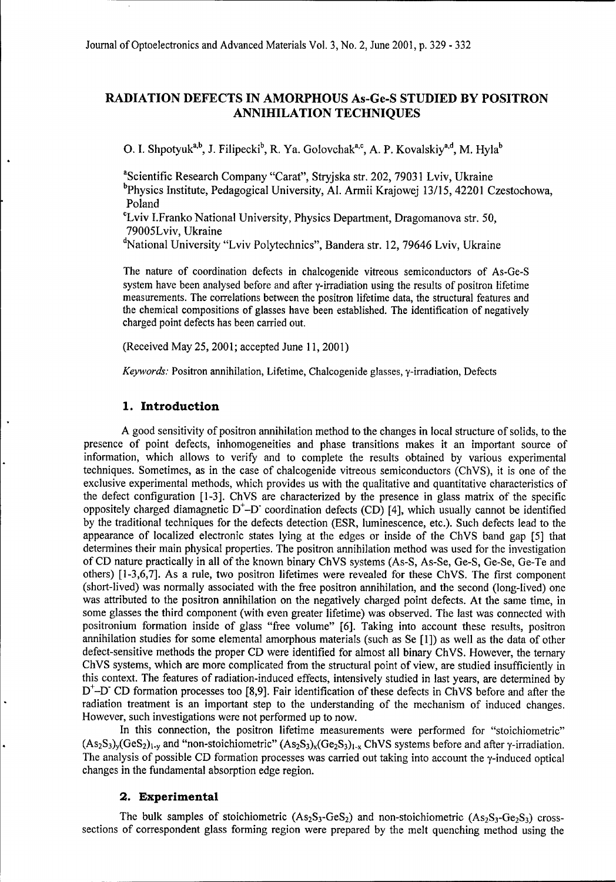// RADIATION DEFECTS IN AMORPHOUS As-Ge-S STUDIED BY POSITRON ANNIHILATION TECHNIQUES

O. I. Shpotyuk[a,b], J. Filipecki[b], R. Ya. Golovchak[a,c], A. P. Kovalskiy[a,d], M. Hyla[b]

[a]Scientific Research Company "Carat", Stryjska str. 202, 79031 Lviv, Ukraine
[b]Physics Institute, Pedagogical University, Al. Armii Krajowej 13/15, 42201 Czestochowa, Poland
[c]Lviv I.Franko National University, Physics Department, Dragomanova str. 50, 79005Lviv, Ukraine
[d]National University "Lviv Polytechnics", Bandera str. 12, 79646 Lviv, Ukraine

The nature of coordination defects in chalcogenide vitreous semiconductors of As-Ge-S system have been analysed before and after γ-irradiation using the results of positron lifetime measurements. The correlations between the positron lifetime data, the structural features and the chemical compositions of glasses have been established. The identification of negatively charged point defects has been carried out.

(Received May 25, 2001; accepted June 11, 2001)

*Keywords:* Positron annihilation, Lifetime, Chalcogenide glasses, γ-irradiation, Defects

## 1. Introduction

A good sensitivity of positron annihilation method to the changes in local structure of solids, to the presence of point defects, inhomogeneities and phase transitions makes it an important source of information, which allows to verify and to complete the results obtained by various experimental techniques. Sometimes, as in the case of chalcogenide vitreous semiconductors (ChVS), it is one of the exclusive experimental methods, which provides us with the qualitative and quantitative characteristics of the defect configuration [1-3]. ChVS are characterized by the presence in glass matrix of the specific oppositely charged diamagnetic $D^+$–$D^-$ coordination defects (CD) [4], which usually cannot be identified by the traditional techniques for the defects detection (ESR, luminescence, etc.). Such defects lead to the appearance of localized electronic states lying at the edges or inside of the ChVS band gap [5] that determines their main physical properties. The positron annihilation method was used for the investigation of CD nature practically in all of the known binary ChVS systems (As-S, As-Se, Ge-S, Ge-Se, Ge-Te and others) [1-3,6,7]. As a rule, two positron lifetimes were revealed for these ChVS. The first component (short-lived) was normally associated with the free positron annihilation, and the second (long-lived) one was attributed to the positron annihilation on the negatively charged point defects. At the same time, in some glasses the third component (with even greater lifetime) was observed. The last was connected with positronium formation inside of glass "free volume" [6]. Taking into account these results, positron annihilation studies for some elemental amorphous materials (such as Se [1]) as well as the data of other defect-sensitive methods the proper CD were identified for almost all binary ChVS. However, the ternary ChVS systems, which are more complicated from the structural point of view, are studied insufficiently in this context. The features of radiation-induced effects, intensively studied in last years, are determined by $D^+$–$D^-$ CD formation processes too [8,9]. Fair identification of these defects in ChVS before and after the radiation treatment is an important step to the understanding of the mechanism of induced changes. However, such investigations were not performed up to now.

In this connection, the positron lifetime measurements were performed for "stoichiometric" $(As_2S_3)_y(GeS_2)_{1-y}$ and "non-stoichiometric" $(As_2S_3)_x(Ge_2S_3)_{1-x}$ ChVS systems before and after γ-irradiation. The analysis of possible CD formation processes was carried out taking into account the γ-induced optical changes in the fundamental absorption edge region.

## 2. Experimental

The bulk samples of stoichiometric ($As_2S_3$-$GeS_2$) and non-stoichiometric ($As_2S_3$-$Ge_2S_3$) cross-sections of correspondent glass forming region were prepared by the melt quenching method using the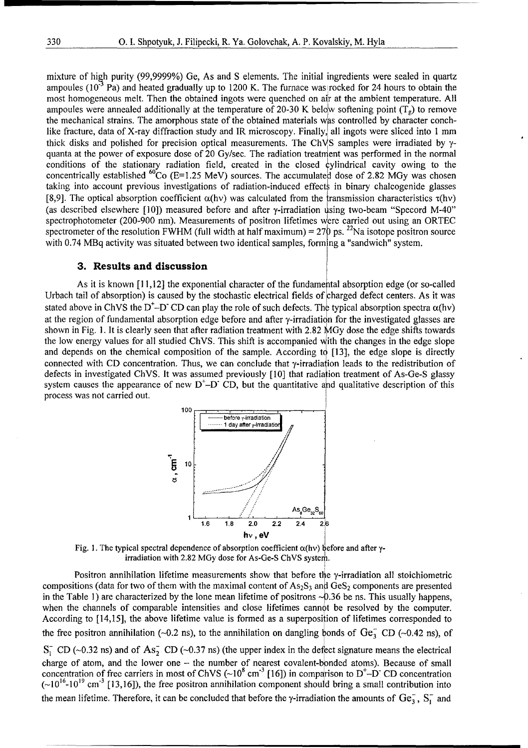mixture of high purity (99,9999%) Ge, As and S elements. The initial ingredients were sealed in quartz ampoules ($10^{-3}$ Pa) and heated gradually up to 1200 K. The furnace was rocked for 24 hours to obtain the most homogeneous melt. Then the obtained ingots were quenched on air at the ambient temperature. All ampoules were annealed additionally at the temperature of 20-30 K below softening point ($T_g$) to remove the mechanical strains. The amorphous state of the obtained materials was controlled by character conch-like fracture, data of X-ray diffraction study and IR microscopy. Finally, all ingots were sliced into 1 mm thick disks and polished for precision optical measurements. The ChVS samples were irradiated by γ-quanta at the power of exposure dose of 20 Gy/sec. The radiation treatment was performed in the normal conditions of the stationary radiation field, created in the closed cylindrical cavity owing to the concentrically established $^{60}$Co (E=1.25 MeV) sources. The accumulated dose of 2.82 MGy was chosen taking into account previous investigations of radiation-induced effects in binary chalcogenide glasses [8,9]. The optical absorption coefficient α(hν) was calculated from the transmission characteristics τ(hν) (as described elsewhere [10]) measured before and after γ-irradiation using two-beam "Specord M-40" spectrophotometer (200-900 nm). Measurements of positron lifetimes were carried out using an ORTEC spectrometer of the resolution FWHM (full width at half maximum) = 270 ps. $^{22}$Na isotope positron source with 0.74 MBq activity was situated between two identical samples, forming a "sandwich" system.

## 3. Results and discussion

As it is known [11,12] the exponential character of the fundamental absorption edge (or so-called Urbach tail of absorption) is caused by the stochastic electrical fields of charged defect centers. As it was stated above in ChVS the $D^+$–$D^-$ CD can play the role of such defects. The typical absorption spectra α(hν) at the region of fundamental absorption edge before and after γ-irradiation for the investigated glasses are shown in Fig. 1. It is clearly seen that after radiation treatment with 2.82 MGy dose the edge shifts towards the low energy values for all studied ChVS. This shift is accompanied with the changes in the edge slope and depends on the chemical composition of the sample. According to [13], the edge slope is directly connected with CD concentration. Thus, we can conclude that γ-irradiation leads to the redistribution of defects in investigated ChVS. It was assumed previously [10] that radiation treatment of As-Ge-S glassy system causes the appearance of new $D^+$–$D^-$ CD, but the quantitative and qualitative description of this process was not carried out.

Fig. 1. The typical spectral dependence of absorption coefficient α(hν) before and after γ-irradiation with 2.82 MGy dose for As-Ge-S ChVS system.

Positron annihilation lifetime measurements show that before the γ-irradiation all stoichiometric compositions (data for two of them with the maximal content of $As_2S_3$ and $GeS_2$ components are presented in the Table 1) are characterized by the lone mean lifetime of positrons ~0.36 be ns. This usually happens, when the channels of comparable intensities and close lifetimes cannot be resolved by the computer. According to [14,15], the above lifetime value is formed as a superposition of lifetimes corresponded to the free positron annihilation (~0.2 ns), to the annihilation on dangling bonds of $Ge_3^-$ CD (~0.42 ns), of $S_1^-$ CD (~0.32 ns) and of $As_2^-$ CD (~0.37 ns) (the upper index in the defect signature means the electrical charge of atom, and the lower one – the number of nearest covalent-bonded atoms). Because of small concentration of free carriers in most of ChVS (~$10^8$ cm$^{-3}$ [16]) in comparison to $D^+$–$D^-$ CD concentration (~$10^{16}$-$10^{19}$ cm$^{-3}$ [13,16]), the free positron annihilation component should bring a small contribution into the mean lifetime. Therefore, it can be concluded that before the γ-irradiation the amounts of $Ge_3^-$, $S_1^-$ and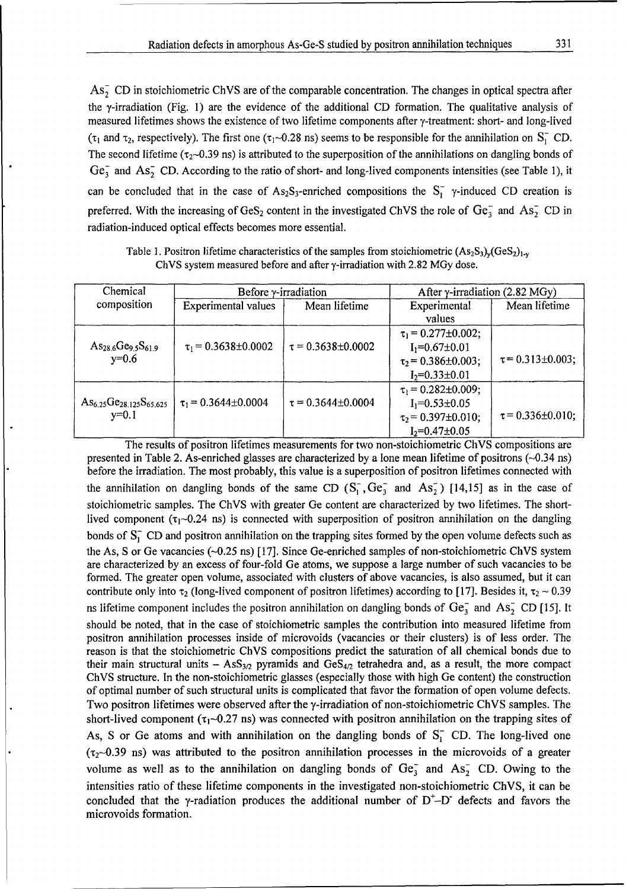$As_2^-$ CD in stoichiometric ChVS are of the comparable concentration. The changes in optical spectra after the γ-irradiation (Fig. 1) are the evidence of the additional CD formation. The qualitative analysis of measured lifetimes shows the existence of two lifetime components after γ-treatment: short- and long-lived ($\tau_1$ and $\tau_2$, respectively). The first one ($\tau_1$~0.28 ns) seems to be responsible for the annihilation on $S_1^-$ CD. The second lifetime ($\tau_2$~0.39 ns) is attributed to the superposition of the annihilations on dangling bonds of $Ge_3^-$ and $As_2^-$ CD. According to the ratio of short- and long-lived components intensities (see Table 1), it can be concluded that in the case of $As_2S_3$-enriched compositions the $S_1^-$ γ-induced CD creation is preferred. With the increasing of $GeS_2$ content in the investigated ChVS the role of $Ge_3^-$ and $As_2^-$ CD in radiation-induced optical effects becomes more essential.

Table 1. Positron lifetime characteristics of the samples from stoichiometric $(As_2S_3)_y(GeS_2)_{1-y}$ ChVS system measured before and after γ-irradiation with 2.82 MGy dose.

| Chemical composition | Before γ-irradiation | | After γ-irradiation (2.82 MGy) | |
|---|---|---|---|---|
| | Experimental values | Mean lifetime | Experimental values | Mean lifetime |
| $As_{28.6}Ge_{9.5}S_{61.9}$ y=0.6 | $\tau_1 = 0.3638 \pm 0.0002$ | $\tau = 0.3638 \pm 0.0002$ | $\tau_1 = 0.277 \pm 0.002$; $I_1 = 0.67 \pm 0.01$ $\tau_2 = 0.386 \pm 0.003$; $I_2 = 0.33 \pm 0.01$ | $\tau = 0.313 \pm 0.003$; |
| $As_{6.25}Ge_{28.125}S_{65.625}$ y=0.1 | $\tau_1 = 0.3644 \pm 0.0004$ | $\tau = 0.3644 \pm 0.0004$ | $\tau_1 = 0.282 \pm 0.009$; $I_1 = 0.53 \pm 0.05$ $\tau_2 = 0.397 \pm 0.010$; $I_2 = 0.47 \pm 0.05$ | $\tau = 0.336 \pm 0.010$; |

The results of positron lifetimes measurements for two non-stoichiometric ChVS compositions are presented in Table 2. As-enriched glasses are characterized by a lone mean lifetime of positrons (~0.34 ns) before the irradiation. The most probably, this value is a superposition of positron lifetimes connected with the annihilation on dangling bonds of the same CD ($S_1^-$, $Ge_3^-$ and $As_2^-$) [14,15] as in the case of stoichiometric samples. The ChVS with greater Ge content are characterized by two lifetimes. The short-lived component ($\tau_1$~0.24 ns) is connected with superposition of positron annihilation on the dangling bonds of $S_1^-$ CD and positron annihilation on the trapping sites formed by the open volume defects such as the As, S or Ge vacancies (~0.25 ns) [17]. Since Ge-enriched samples of non-stoichiometric ChVS system are characterized by an excess of four-fold Ge atoms, we suppose a large number of such vacancies to be formed. The greater open volume, associated with clusters of above vacancies, is also assumed, but it can contribute only into $\tau_2$ (long-lived component of positron lifetimes) according to [17]. Besides it, $\tau_2$ ~ 0.39 ns lifetime component includes the positron annihilation on dangling bonds of $Ge_3^-$ and $As_2^-$ CD [15]. It should be noted, that in the case of stoichiometric samples the contribution into measured lifetime from positron annihilation processes inside of microvoids (vacancies or their clusters) is of less order. The reason is that the stoichiometric ChVS compositions predict the saturation of all chemical bonds due to their main structural units – $AsS_{3/2}$ pyramids and $GeS_{4/2}$ tetrahedra and, as a result, the more compact ChVS structure. In the non-stoichiometric glasses (especially those with high Ge content) the construction of optimal number of such structural units is complicated that favor the formation of open volume defects. Two positron lifetimes were observed after the γ-irradiation of non-stoichiometric ChVS samples. The short-lived component ($\tau_1$~0.27 ns) was connected with positron annihilation on the trapping sites of As, S or Ge atoms and with annihilation on the dangling bonds of $S_1^-$ CD. The long-lived one ($\tau_2$~0.39 ns) was attributed to the positron annihilation processes in the microvoids of a greater volume as well as to the annihilation on dangling bonds of $Ge_3^-$ and $As_2^-$ CD. Owing to the intensities ratio of these lifetime components in the investigated non-stoichiometric ChVS, it can be concluded that the γ-radiation produces the additional number of $D^+$–$D^-$ defects and favors the microvoids formation.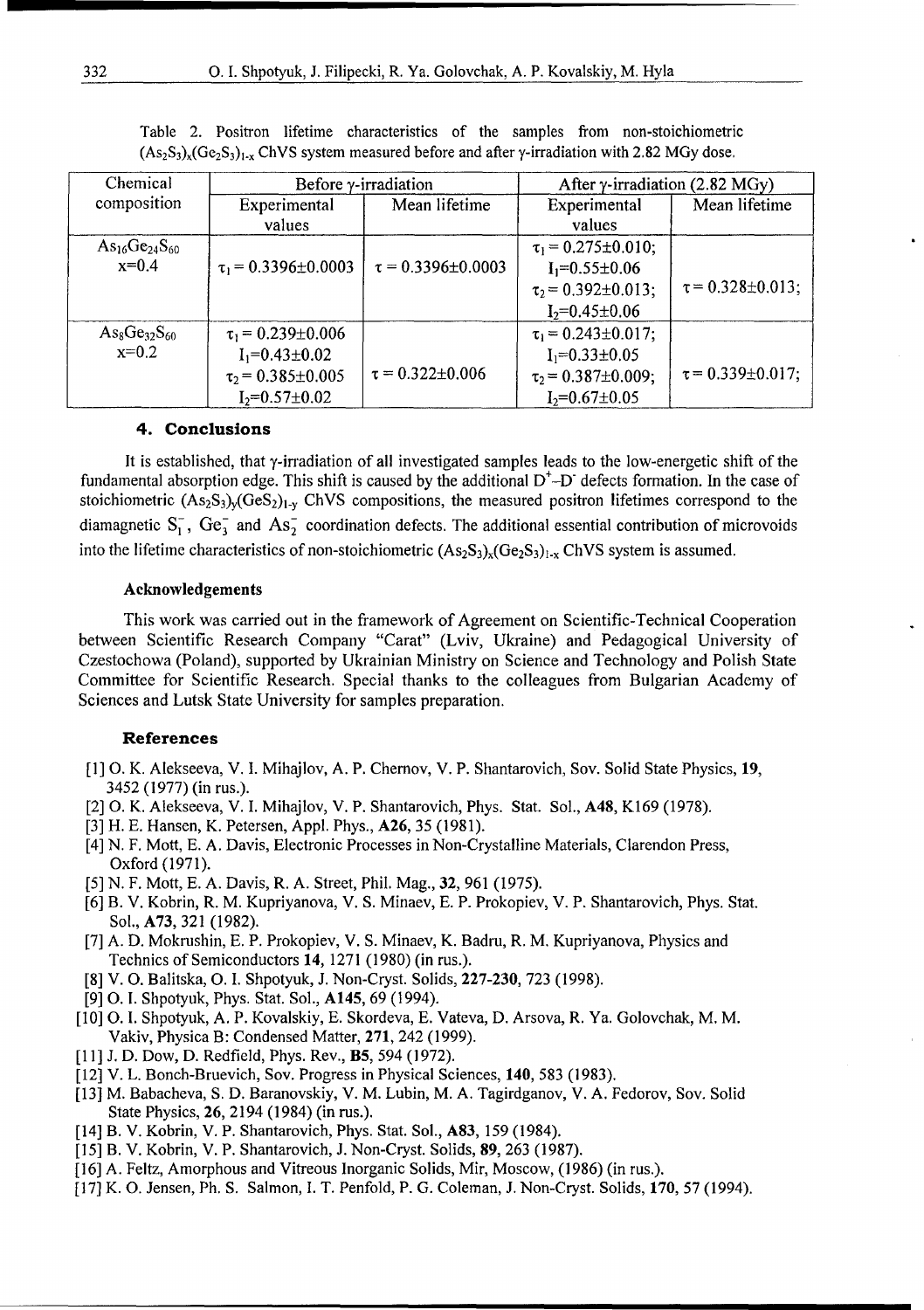Table 2. Positron lifetime characteristics of the samples from non-stoichiometric $(As_2S_3)_x(Ge_2S_3)_{1-x}$ ChVS system measured before and after γ-irradiation with 2.82 MGy dose.

| Chemical composition | Before γ-irradiation | | After γ-irradiation (2.82 MGy) | |
|---|---|---|---|---|
| | Experimental values | Mean lifetime | Experimental values | Mean lifetime |
| $As_{16}Ge_{24}S_{60}$ x=0.4 | $\tau_1 = 0.3396 \pm 0.0003$ | $\tau = 0.3396 \pm 0.0003$ | $\tau_1 = 0.275 \pm 0.010$; $I_1 = 0.55 \pm 0.06$ $\tau_2 = 0.392 \pm 0.013$; $I_2 = 0.45 \pm 0.06$ | $\tau = 0.328 \pm 0.013$; |
| $As_8Ge_{32}S_{60}$ x=0.2 | $\tau_1 = 0.239 \pm 0.006$ $I_1 = 0.43 \pm 0.02$ $\tau_2 = 0.385 \pm 0.005$ $I_2 = 0.57 \pm 0.02$ | $\tau = 0.322 \pm 0.006$ | $\tau_1 = 0.243 \pm 0.017$; $I_1 = 0.33 \pm 0.05$ $\tau_2 = 0.387 \pm 0.009$; $I_2 = 0.67 \pm 0.05$ | $\tau = 0.339 \pm 0.017$; |

## 4. Conclusions

It is established, that γ-irradiation of all investigated samples leads to the low-energetic shift of the fundamental absorption edge. This shift is caused by the additional $D^+$–$D^-$ defects formation. In the case of stoichiometric $(As_2S_3)_y(GeS_2)_{1-y}$ ChVS compositions, the measured positron lifetimes correspond to the diamagnetic $S_1^-$, $Ge_3^-$ and $As_2^-$ coordination defects. The additional essential contribution of microvoids into the lifetime characteristics of non-stoichiometric $(As_2S_3)_x(Ge_2S_3)_{1-x}$ ChVS system is assumed.

### Acknowledgements

This work was carried out in the framework of Agreement on Scientific-Technical Cooperation between Scientific Research Company "Carat" (Lviv, Ukraine) and Pedagogical University of Czestochowa (Poland), supported by Ukrainian Ministry on Science and Technology and Polish State Committee for Scientific Research. Special thanks to the colleagues from Bulgarian Academy of Sciences and Lutsk State University for samples preparation.

## References

[1] O. K. Alekseeva, V. I. Mihajlov, A. P. Chernov, V. P. Shantarovich, Sov. Solid State Physics, **19**, 3452 (1977) (in rus.).

[2] O. K. Alekseeva, V. I. Mihajlov, V. P. Shantarovich, Phys. Stat. Sol., **A48**, K169 (1978).

[3] H. E. Hansen, K. Petersen, Appl. Phys., **A26**, 35 (1981).

[4] N. F. Mott, E. A. Davis, Electronic Processes in Non-Crystalline Materials, Clarendon Press, Oxford (1971).

[5] N. F. Mott, E. A. Davis, R. A. Street, Phil. Mag., **32**, 961 (1975).

[6] B. V. Kobrin, R. M. Kupriyanova, V. S. Minaev, E. P. Prokopiev, V. P. Shantarovich, Phys. Stat. Sol., **A73**, 321 (1982).

[7] A. D. Mokrushin, E. P. Prokopiev, V. S. Minaev, K. Badru, R. M. Kupriyanova, Physics and Technics of Semiconductors **14**, 1271 (1980) (in rus.).

[8] V. O. Balitska, O. I. Shpotyuk, J. Non-Cryst. Solids, **227-230**, 723 (1998).

[9] O. I. Shpotyuk, Phys. Stat. Sol., **A145**, 69 (1994).

[10] O. I. Shpotyuk, A. P. Kovalskiy, E. Skordeva, E. Vateva, D. Arsova, R. Ya. Golovchak, M. M. Vakiv, Physica B: Condensed Matter, **271**, 242 (1999).

[11] J. D. Dow, D. Redfield, Phys. Rev., **B5**, 594 (1972).

[12] V. L. Bonch-Bruevich, Sov. Progress in Physical Sciences, **140**, 583 (1983).

[13] M. Babacheva, S. D. Baranovskiy, V. M. Lubin, M. A. Tagirdganov, V. A. Fedorov, Sov. Solid State Physics, **26**, 2194 (1984) (in rus.).

[14] B. V. Kobrin, V. P. Shantarovich, Phys. Stat. Sol., **A83**, 159 (1984).

[15] B. V. Kobrin, V. P. Shantarovich, J. Non-Cryst. Solids, **89**, 263 (1987).

[16] A. Feltz, Amorphous and Vitreous Inorganic Solids, Mir, Moscow, (1986) (in rus.).

[17] K. O. Jensen, Ph. S. Salmon, I. T. Penfold, P. G. Coleman, J. Non-Cryst. Solids, **170**, 57 (1994).